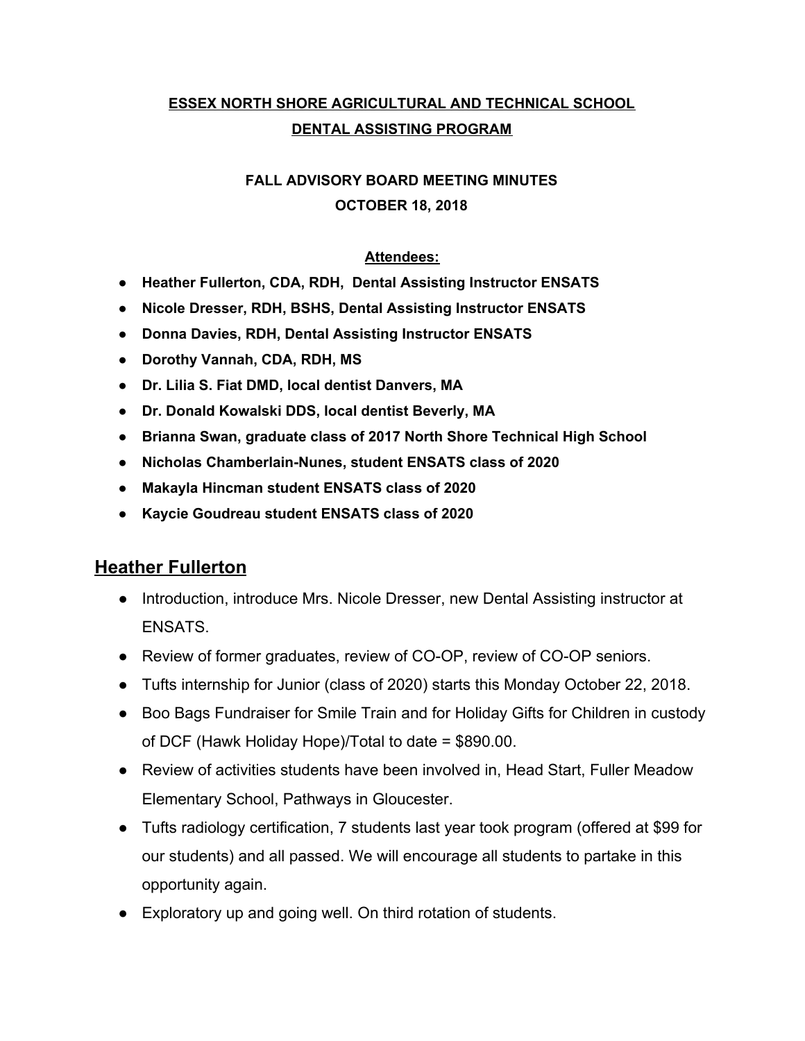**ESSEX NORTH SHORE AGRICULTURAL AND TECHNICAL SCHOOL**
**DENTAL ASSISTING PROGRAM**

**FALL ADVISORY BOARD MEETING MINUTES**
**OCTOBER 18, 2018**

**Attendees:**

- **Heather Fullerton, CDA, RDH, Dental Assisting Instructor ENSATS**
- **Nicole Dresser, RDH, BSHS, Dental Assisting Instructor ENSATS**
- **Donna Davies, RDH, Dental Assisting Instructor ENSATS**
- **Dorothy Vannah, CDA, RDH, MS**
- **Dr. Lilia S. Fiat DMD, local dentist Danvers, MA**
- **Dr. Donald Kowalski DDS, local dentist Beverly, MA**
- **Brianna Swan, graduate class of 2017 North Shore Technical High School**
- **Nicholas Chamberlain-Nunes, student ENSATS class of 2020**
- **Makayla Hincman student ENSATS class of 2020**
- **Kaycie Goudreau student ENSATS class of 2020**

## Heather Fullerton

- Introduction, introduce Mrs. Nicole Dresser, new Dental Assisting instructor at ENSATS.
- Review of former graduates, review of CO-OP, review of CO-OP seniors.
- Tufts internship for Junior (class of 2020) starts this Monday October 22, 2018.
- Boo Bags Fundraiser for Smile Train and for Holiday Gifts for Children in custody of DCF (Hawk Holiday Hope)/Total to date = $890.00.
- Review of activities students have been involved in, Head Start, Fuller Meadow Elementary School, Pathways in Gloucester.
- Tufts radiology certification, 7 students last year took program (offered at $99 for our students) and all passed. We will encourage all students to partake in this opportunity again.
- Exploratory up and going well. On third rotation of students.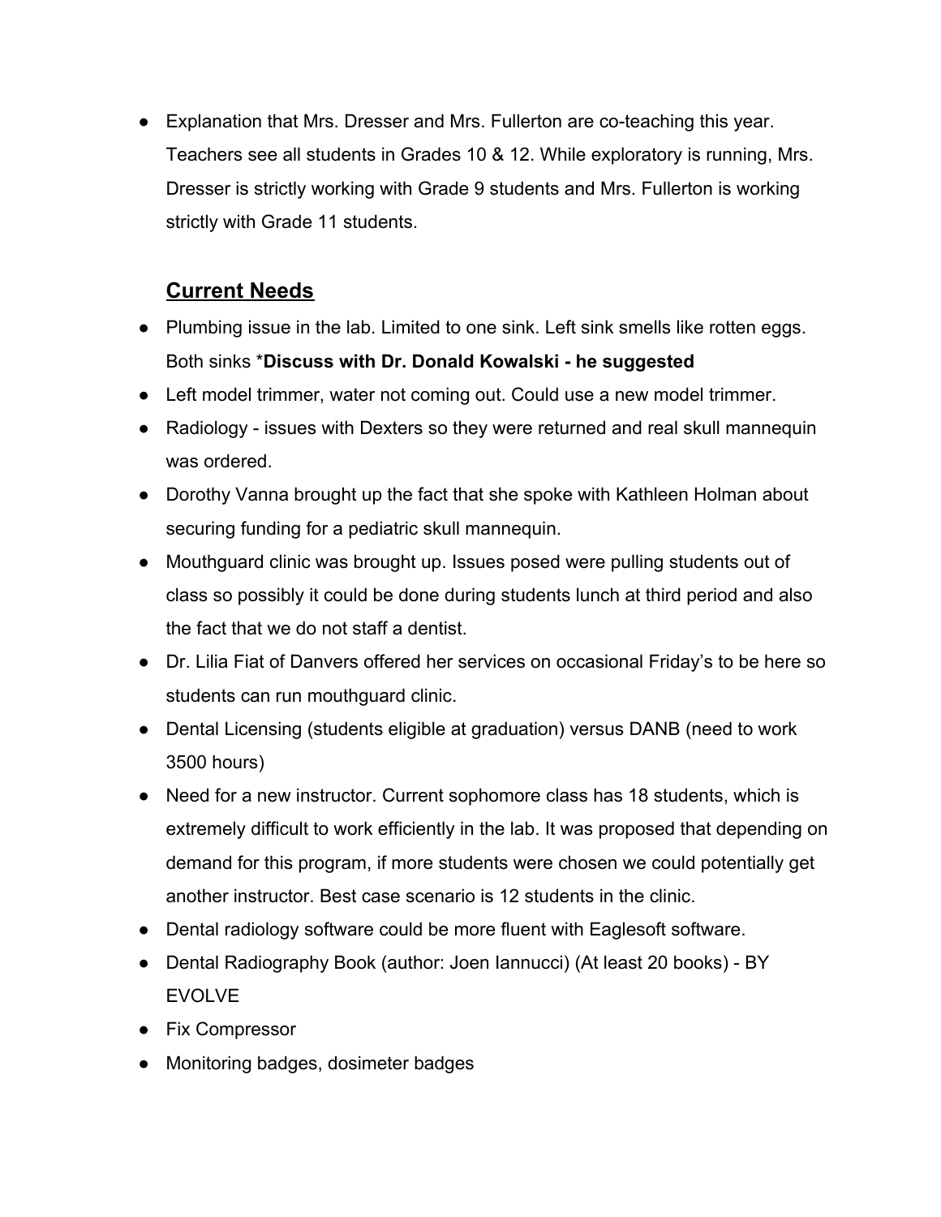- Explanation that Mrs. Dresser and Mrs. Fullerton are co-teaching this year. Teachers see all students in Grades 10 & 12. While exploratory is running, Mrs. Dresser is strictly working with Grade 9 students and Mrs. Fullerton is working strictly with Grade 11 students.

## <u>Current Needs</u>

- Plumbing issue in the lab. Limited to one sink. Left sink smells like rotten eggs. Both sinks ***Discuss with Dr. Donald Kowalski - he suggested**
- Left model trimmer, water not coming out. Could use a new model trimmer.
- Radiology - issues with Dexters so they were returned and real skull mannequin was ordered.
- Dorothy Vanna brought up the fact that she spoke with Kathleen Holman about securing funding for a pediatric skull mannequin.
- Mouthguard clinic was brought up. Issues posed were pulling students out of class so possibly it could be done during students lunch at third period and also the fact that we do not staff a dentist.
- Dr. Lilia Fiat of Danvers offered her services on occasional Friday's to be here so students can run mouthguard clinic.
- Dental Licensing (students eligible at graduation) versus DANB (need to work 3500 hours)
- Need for a new instructor. Current sophomore class has 18 students, which is extremely difficult to work efficiently in the lab. It was proposed that depending on demand for this program, if more students were chosen we could potentially get another instructor. Best case scenario is 12 students in the clinic.
- Dental radiology software could be more fluent with Eaglesoft software.
- Dental Radiography Book (author: Joen Iannucci) (At least 20 books) - BY EVOLVE
- Fix Compressor
- Monitoring badges, dosimeter badges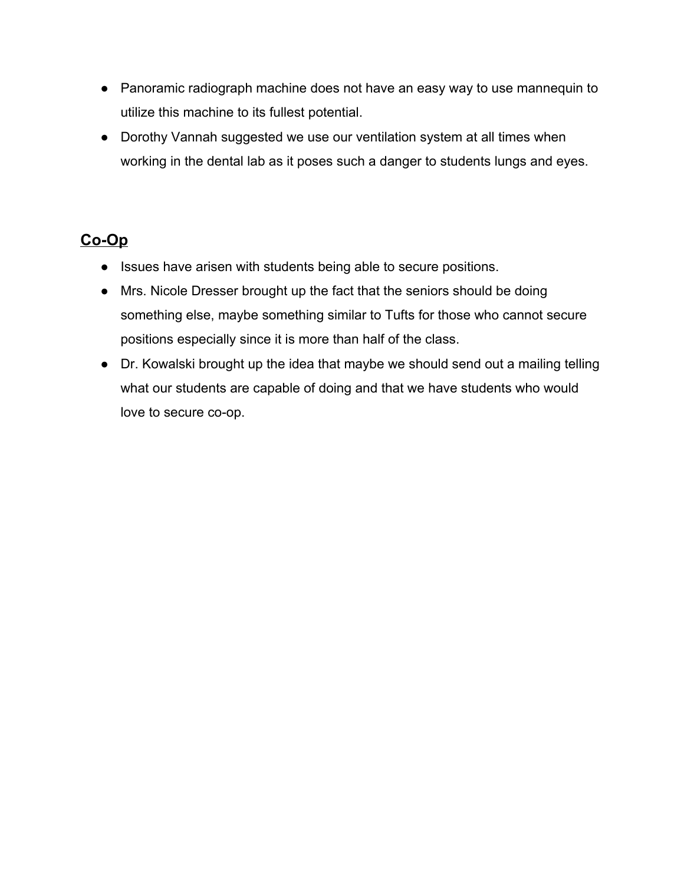- Panoramic radiograph machine does not have an easy way to use mannequin to utilize this machine to its fullest potential.
- Dorothy Vannah suggested we use our ventilation system at all times when working in the dental lab as it poses such a danger to students lungs and eyes.

## **Co-Op**

- Issues have arisen with students being able to secure positions.
- Mrs. Nicole Dresser brought up the fact that the seniors should be doing something else, maybe something similar to Tufts for those who cannot secure positions especially since it is more than half of the class.
- Dr. Kowalski brought up the idea that maybe we should send out a mailing telling what our students are capable of doing and that we have students who would love to secure co-op.